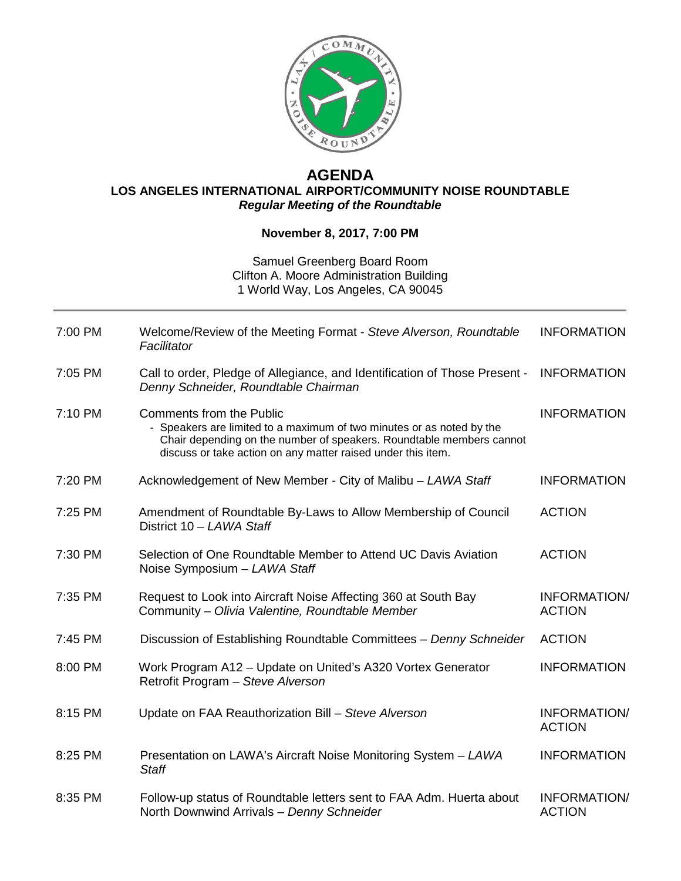# AGENDA

## LOS ANGELES INTERNATIONAL AIRPORT/COMMUNITY NOISE ROUNDTABLE

***Regular Meeting of the Roundtable***

**November 8, 2017, 7:00 PM**

Samuel Greenberg Board Room
Clifton A. Moore Administration Building
1 World Way, Los Angeles, CA 90045

---

| | | |
|---|---|---|
| 7:00 PM | Welcome/Review of the Meeting Format - *Steve Alverson, Roundtable Facilitator* | INFORMATION |
| 7:05 PM | Call to order, Pledge of Allegiance, and Identification of Those Present - *Denny Schneider, Roundtable Chairman* | INFORMATION |
| 7:10 PM | Comments from the Public<br>- Speakers are limited to a maximum of two minutes or as noted by the Chair depending on the number of speakers. Roundtable members cannot discuss or take action on any matter raised under this item. | INFORMATION |
| 7:20 PM | Acknowledgement of New Member - City of Malibu – *LAWA Staff* | INFORMATION |
| 7:25 PM | Amendment of Roundtable By-Laws to Allow Membership of Council District 10 – *LAWA Staff* | ACTION |
| 7:30 PM | Selection of One Roundtable Member to Attend UC Davis Aviation Noise Symposium – *LAWA Staff* | ACTION |
| 7:35 PM | Request to Look into Aircraft Noise Affecting 360 at South Bay Community – *Olivia Valentine, Roundtable Member* | INFORMATION/ ACTION |
| 7:45 PM | Discussion of Establishing Roundtable Committees – *Denny Schneider* | ACTION |
| 8:00 PM | Work Program A12 – Update on United's A320 Vortex Generator Retrofit Program – *Steve Alverson* | INFORMATION |
| 8:15 PM | Update on FAA Reauthorization Bill – *Steve Alverson* | INFORMATION/ ACTION |
| 8:25 PM | Presentation on LAWA's Aircraft Noise Monitoring System – *LAWA Staff* | INFORMATION |
| 8:35 PM | Follow-up status of Roundtable letters sent to FAA Adm. Huerta about North Downwind Arrivals – *Denny Schneider* | INFORMATION/ ACTION |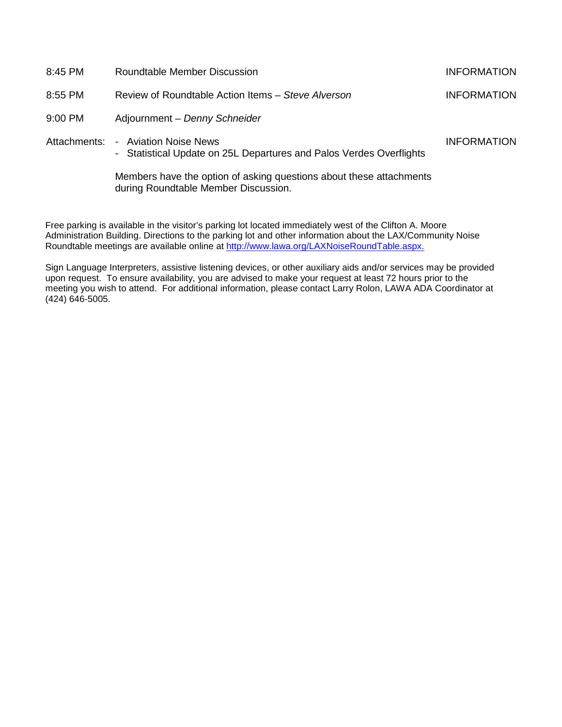| | | |
|---|---|---|
| 8:45 PM | Roundtable Member Discussion | INFORMATION |
| 8:55 PM | Review of Roundtable Action Items – *Steve Alverson* | INFORMATION |
| 9:00 PM | Adjournment – *Denny Schneider* | |
| Attachments: | - Aviation Noise News<br>- Statistical Update on 25L Departures and Palos Verdes Overflights | INFORMATION |
| | Members have the option of asking questions about these attachments during Roundtable Member Discussion. | |

Free parking is available in the visitor's parking lot located immediately west of the Clifton A. Moore Administration Building. Directions to the parking lot and other information about the LAX/Community Noise Roundtable meetings are available online at http://www.lawa.org/LAXNoiseRoundTable.aspx.

Sign Language Interpreters, assistive listening devices, or other auxiliary aids and/or services may be provided upon request. To ensure availability, you are advised to make your request at least 72 hours prior to the meeting you wish to attend. For additional information, please contact Larry Rolon, LAWA ADA Coordinator at (424) 646-5005.